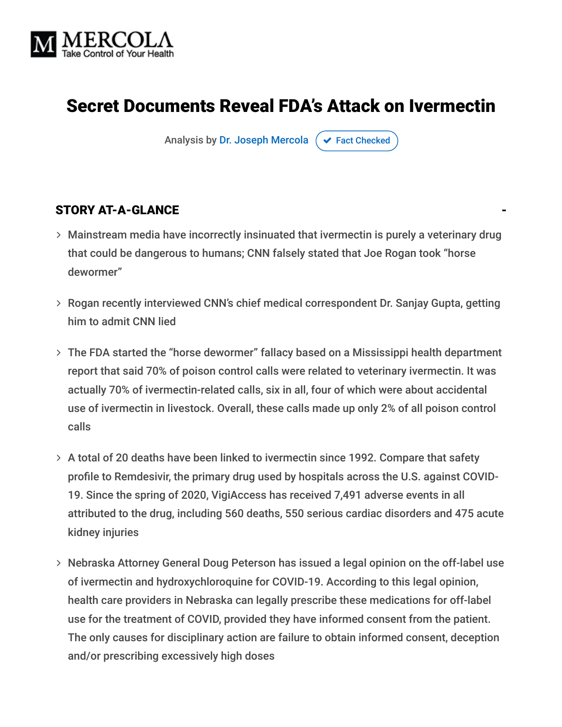MERCOLA
Take Control of Your Health

# Secret Documents Reveal FDA's Attack on Ivermectin

Analysis by Dr. Joseph Mercola ✔ Fact Checked

## STORY AT-A-GLANCE

- Mainstream media have incorrectly insinuated that ivermectin is purely a veterinary drug that could be dangerous to humans; CNN falsely stated that Joe Rogan took "horse dewormer"
- Rogan recently interviewed CNN's chief medical correspondent Dr. Sanjay Gupta, getting him to admit CNN lied
- The FDA started the "horse dewormer" fallacy based on a Mississippi health department report that said 70% of poison control calls were related to veterinary ivermectin. It was actually 70% of ivermectin-related calls, six in all, four of which were about accidental use of ivermectin in livestock. Overall, these calls made up only 2% of all poison control calls
- A total of 20 deaths have been linked to ivermectin since 1992. Compare that safety profile to Remdesivir, the primary drug used by hospitals across the U.S. against COVID-19. Since the spring of 2020, VigiAccess has received 7,491 adverse events in all attributed to the drug, including 560 deaths, 550 serious cardiac disorders and 475 acute kidney injuries
- Nebraska Attorney General Doug Peterson has issued a legal opinion on the off-label use of ivermectin and hydroxychloroquine for COVID-19. According to this legal opinion, health care providers in Nebraska can legally prescribe these medications for off-label use for the treatment of COVID, provided they have informed consent from the patient. The only causes for disciplinary action are failure to obtain informed consent, deception and/or prescribing excessively high doses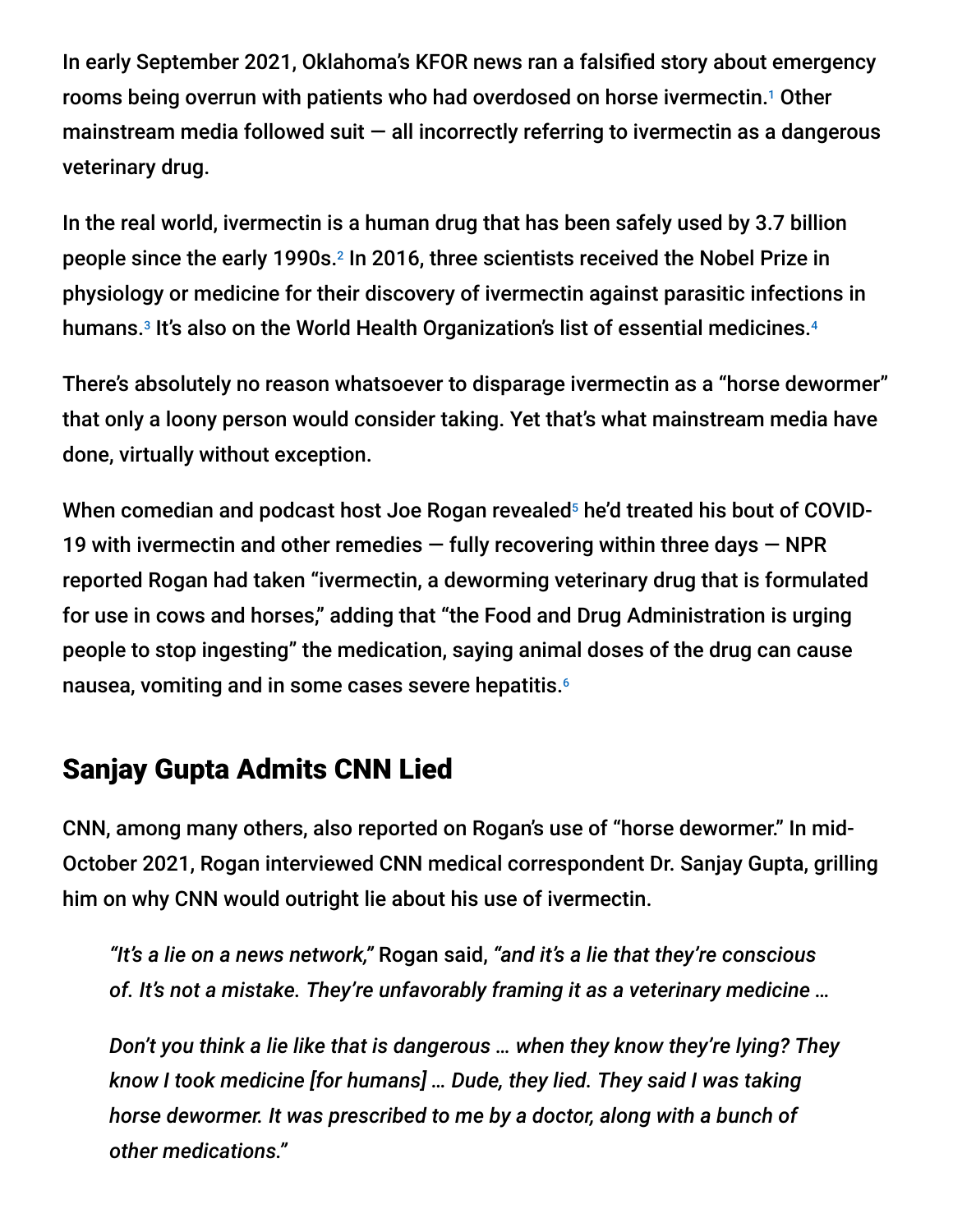In early September 2021, Oklahoma's KFOR news ran a falsified story about emergency rooms being overrun with patients who had overdosed on horse ivermectin.[1] Other mainstream media followed suit — all incorrectly referring to ivermectin as a dangerous veterinary drug.

In the real world, ivermectin is a human drug that has been safely used by 3.7 billion people since the early 1990s.[2] In 2016, three scientists received the Nobel Prize in physiology or medicine for their discovery of ivermectin against parasitic infections in humans.[3] It's also on the World Health Organization's list of essential medicines.[4]

There's absolutely no reason whatsoever to disparage ivermectin as a "horse dewormer" that only a loony person would consider taking. Yet that's what mainstream media have done, virtually without exception.

When comedian and podcast host Joe Rogan revealed[5] he'd treated his bout of COVID-19 with ivermectin and other remedies — fully recovering within three days — NPR reported Rogan had taken "ivermectin, a deworming veterinary drug that is formulated for use in cows and horses," adding that "the Food and Drug Administration is urging people to stop ingesting" the medication, saying animal doses of the drug can cause nausea, vomiting and in some cases severe hepatitis.[6]

## Sanjay Gupta Admits CNN Lied

CNN, among many others, also reported on Rogan's use of "horse dewormer." In mid-October 2021, Rogan interviewed CNN medical correspondent Dr. Sanjay Gupta, grilling him on why CNN would outright lie about his use of ivermectin.

> *"It's a lie on a news network,"* Rogan said, *"and it's a lie that they're conscious of. It's not a mistake. They're unfavorably framing it as a veterinary medicine …*
>
> *Don't you think a lie like that is dangerous … when they know they're lying? They know I took medicine [for humans] … Dude, they lied. They said I was taking horse dewormer. It was prescribed to me by a doctor, along with a bunch of other medications."*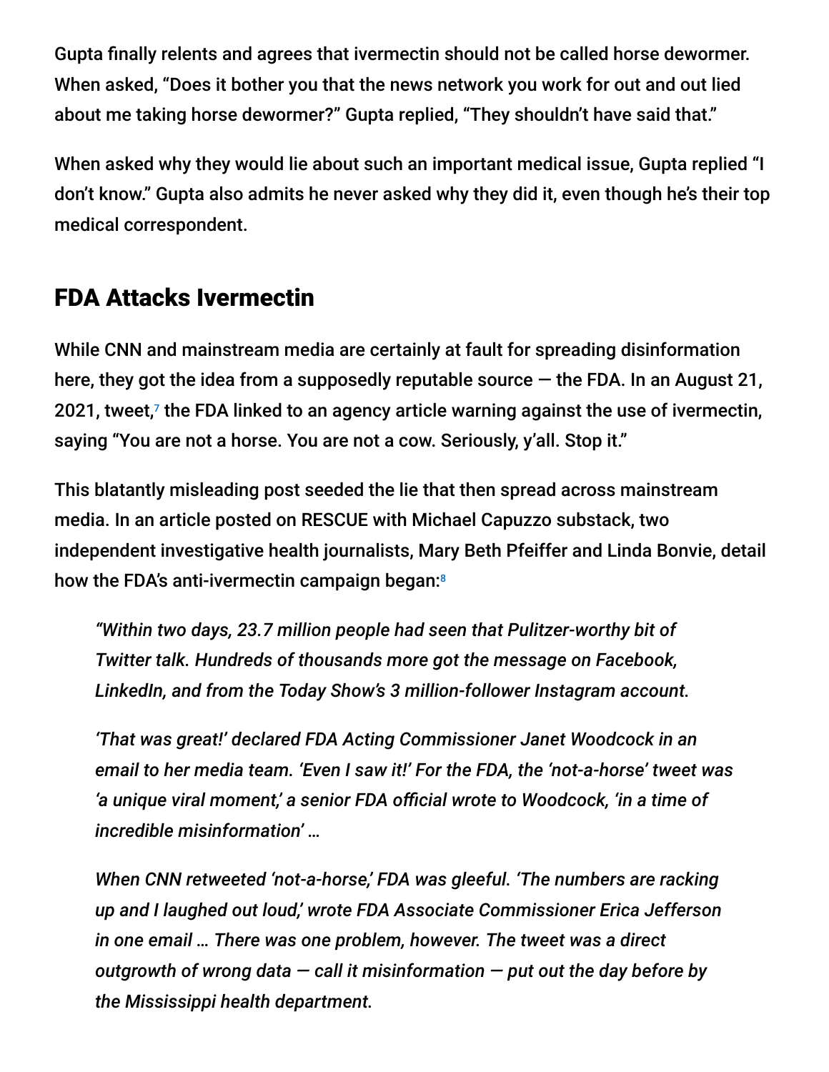Gupta finally relents and agrees that ivermectin should not be called horse dewormer. When asked, “Does it bother you that the news network you work for out and out lied about me taking horse dewormer?” Gupta replied, “They shouldn’t have said that.”

When asked why they would lie about such an important medical issue, Gupta replied “I don’t know.” Gupta also admits he never asked why they did it, even though he’s their top medical correspondent.

## FDA Attacks Ivermectin

While CNN and mainstream media are certainly at fault for spreading disinformation here, they got the idea from a supposedly reputable source — the FDA. In an August 21, 2021, tweet,[7] the FDA linked to an agency article warning against the use of ivermectin, saying “You are not a horse. You are not a cow. Seriously, y’all. Stop it.”

This blatantly misleading post seeded the lie that then spread across mainstream media. In an article posted on RESCUE with Michael Capuzzo substack, two independent investigative health journalists, Mary Beth Pfeiffer and Linda Bonvie, detail how the FDA’s anti-ivermectin campaign began:[8]

> *“Within two days, 23.7 million people had seen that Pulitzer-worthy bit of Twitter talk. Hundreds of thousands more got the message on Facebook, LinkedIn, and from the Today Show’s 3 million-follower Instagram account.*
>
> *‘That was great!’ declared FDA Acting Commissioner Janet Woodcock in an email to her media team. ‘Even I saw it!’ For the FDA, the ‘not-a-horse’ tweet was ‘a unique viral moment,’ a senior FDA official wrote to Woodcock, ‘in a time of incredible misinformation’ …*
>
> *When CNN retweeted ‘not-a-horse,’ FDA was gleeful. ‘The numbers are racking up and I laughed out loud,’ wrote FDA Associate Commissioner Erica Jefferson in one email … There was one problem, however. The tweet was a direct outgrowth of wrong data — call it misinformation — put out the day before by the Mississippi health department.*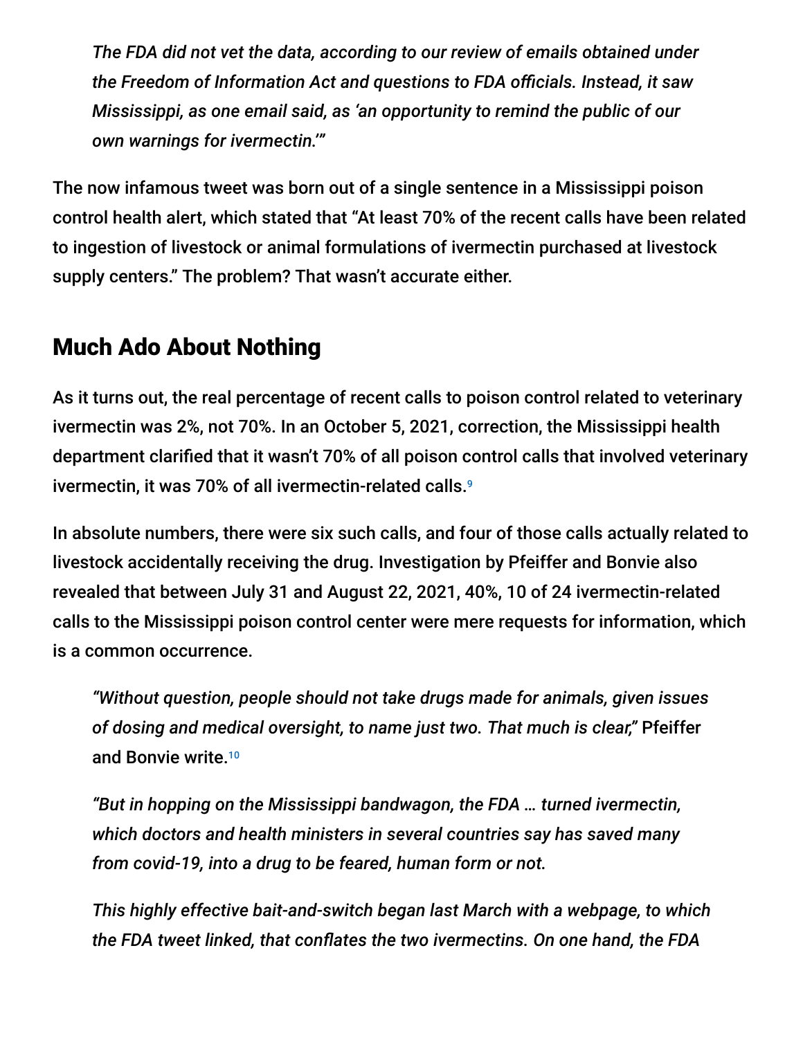> *The FDA did not vet the data, according to our review of emails obtained under the Freedom of Information Act and questions to FDA officials. Instead, it saw Mississippi, as one email said, as 'an opportunity to remind the public of our own warnings for ivermectin.'"*

The now infamous tweet was born out of a single sentence in a Mississippi poison control health alert, which stated that "At least 70% of the recent calls have been related to ingestion of livestock or animal formulations of ivermectin purchased at livestock supply centers." The problem? That wasn't accurate either.

## Much Ado About Nothing

As it turns out, the real percentage of recent calls to poison control related to veterinary ivermectin was 2%, not 70%. In an October 5, 2021, correction, the Mississippi health department clarified that it wasn't 70% of all poison control calls that involved veterinary ivermectin, it was 70% of all ivermectin-related calls.[9]

In absolute numbers, there were six such calls, and four of those calls actually related to livestock accidentally receiving the drug. Investigation by Pfeiffer and Bonvie also revealed that between July 31 and August 22, 2021, 40%, 10 of 24 ivermectin-related calls to the Mississippi poison control center were mere requests for information, which is a common occurrence.

> *"Without question, people should not take drugs made for animals, given issues of dosing and medical oversight, to name just two. That much is clear,"* Pfeiffer and Bonvie write.[10]
>
> *"But in hopping on the Mississippi bandwagon, the FDA … turned ivermectin, which doctors and health ministers in several countries say has saved many from covid-19, into a drug to be feared, human form or not.*
>
> *This highly effective bait-and-switch began last March with a webpage, to which the FDA tweet linked, that conflates the two ivermectins. On one hand, the FDA*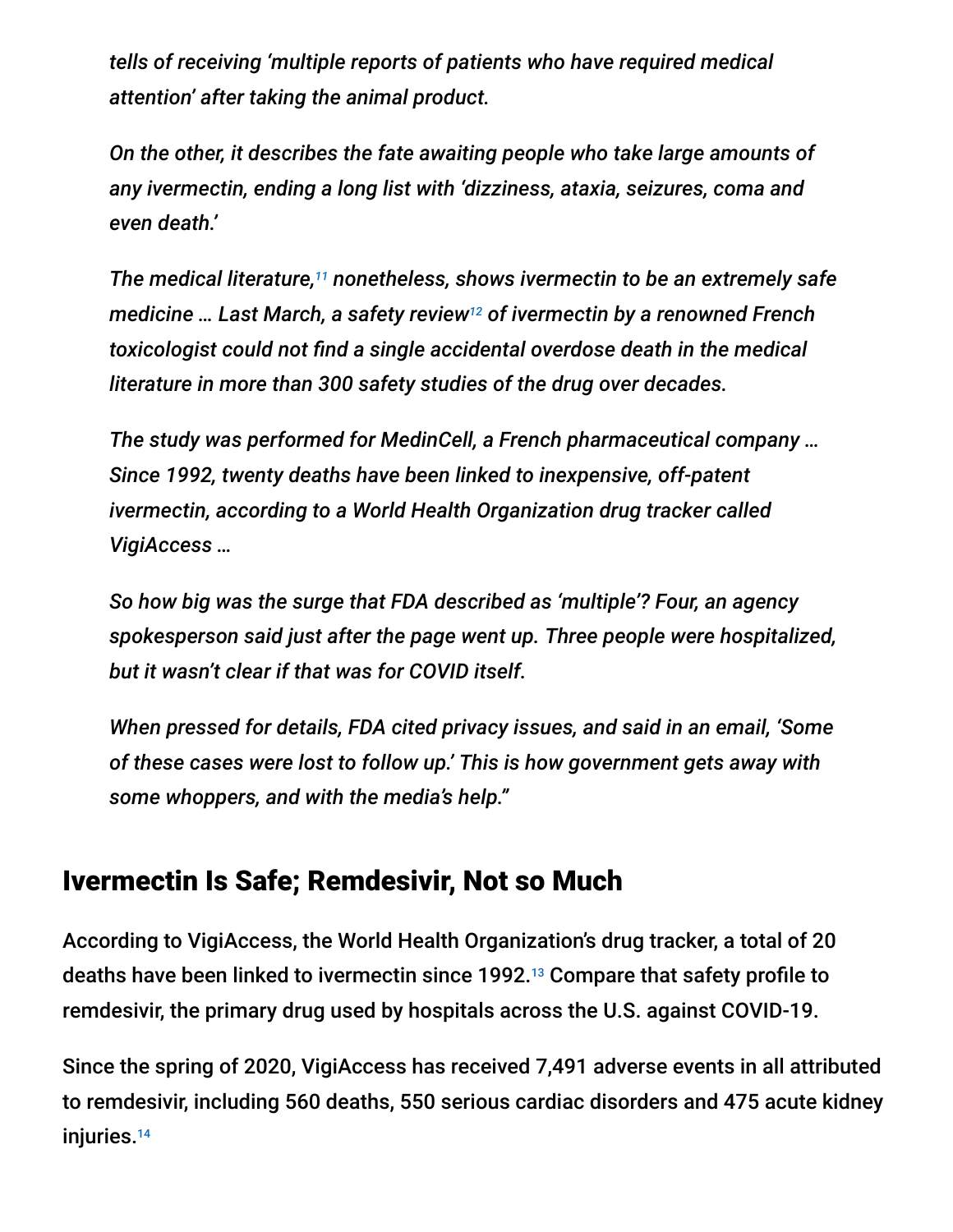*tells of receiving 'multiple reports of patients who have required medical attention' after taking the animal product.*

*On the other, it describes the fate awaiting people who take large amounts of any ivermectin, ending a long list with 'dizziness, ataxia, seizures, coma and even death.'*

*The medical literature,[11] nonetheless, shows ivermectin to be an extremely safe medicine … Last March, a safety review[12] of ivermectin by a renowned French toxicologist could not find a single accidental overdose death in the medical literature in more than 300 safety studies of the drug over decades.*

*The study was performed for MedinCell, a French pharmaceutical company … Since 1992, twenty deaths have been linked to inexpensive, off-patent ivermectin, according to a World Health Organization drug tracker called VigiAccess …*

*So how big was the surge that FDA described as 'multiple'? Four, an agency spokesperson said just after the page went up. Three people were hospitalized, but it wasn't clear if that was for COVID itself.*

*When pressed for details, FDA cited privacy issues, and said in an email, 'Some of these cases were lost to follow up.' This is how government gets away with some whoppers, and with the media's help."*

## Ivermectin Is Safe; Remdesivir, Not so Much

According to VigiAccess, the World Health Organization's drug tracker, a total of 20 deaths have been linked to ivermectin since 1992.[13] Compare that safety profile to remdesivir, the primary drug used by hospitals across the U.S. against COVID-19.

Since the spring of 2020, VigiAccess has received 7,491 adverse events in all attributed to remdesivir, including 560 deaths, 550 serious cardiac disorders and 475 acute kidney injuries.[14]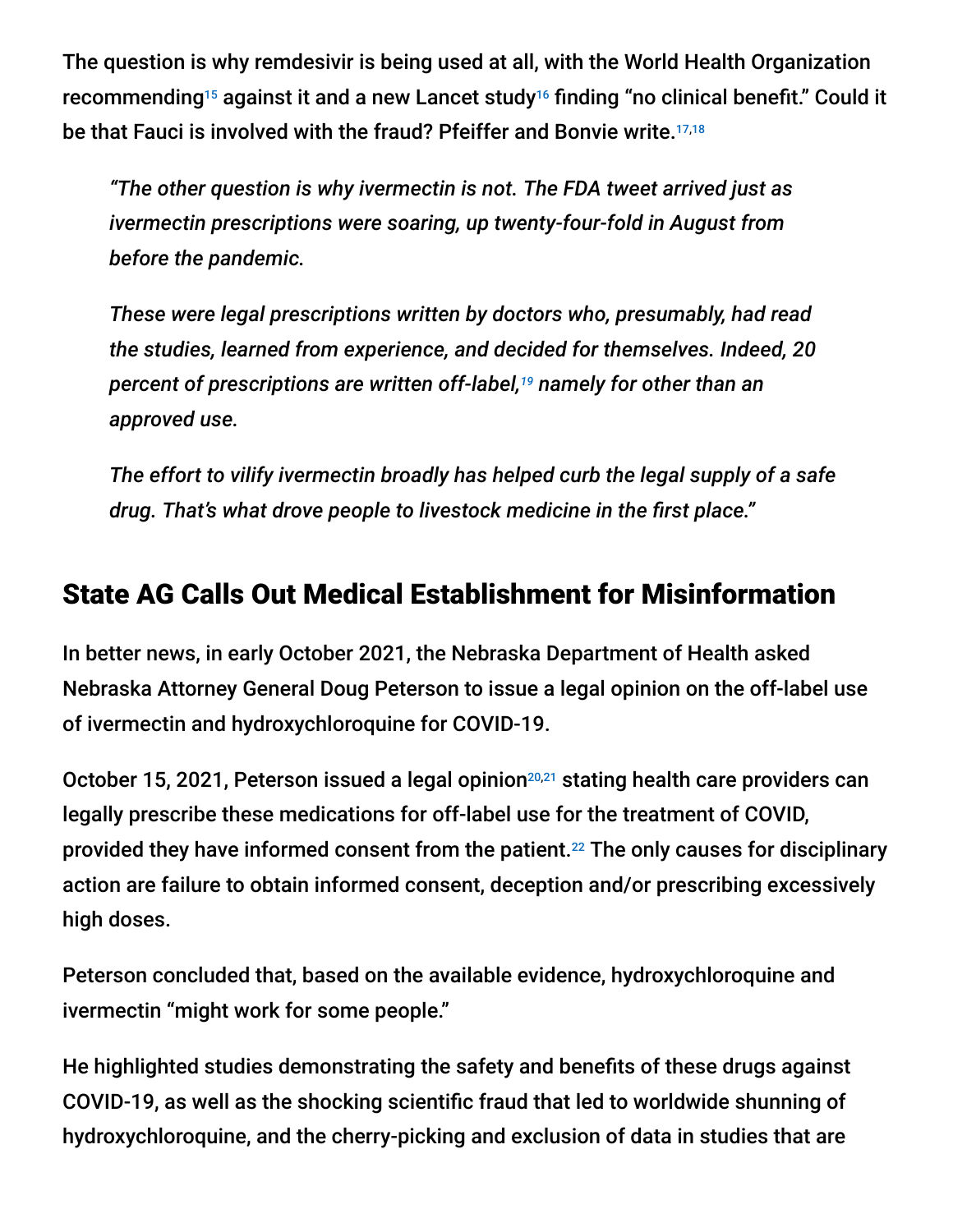The question is why remdesivir is being used at all, with the World Health Organization recommending[15] against it and a new Lancet study[16] finding "no clinical benefit." Could it be that Fauci is involved with the fraud? Pfeiffer and Bonvie write.[17,18]

> *"The other question is why ivermectin is not. The FDA tweet arrived just as ivermectin prescriptions were soaring, up twenty-four-fold in August from before the pandemic.*
>
> *These were legal prescriptions written by doctors who, presumably, had read the studies, learned from experience, and decided for themselves. Indeed, 20 percent of prescriptions are written off-label,[19] namely for other than an approved use.*
>
> *The effort to vilify ivermectin broadly has helped curb the legal supply of a safe drug. That's what drove people to livestock medicine in the first place."*

## State AG Calls Out Medical Establishment for Misinformation

In better news, in early October 2021, the Nebraska Department of Health asked Nebraska Attorney General Doug Peterson to issue a legal opinion on the off-label use of ivermectin and hydroxychloroquine for COVID-19.

October 15, 2021, Peterson issued a legal opinion[20,21] stating health care providers can legally prescribe these medications for off-label use for the treatment of COVID, provided they have informed consent from the patient.[22] The only causes for disciplinary action are failure to obtain informed consent, deception and/or prescribing excessively high doses.

Peterson concluded that, based on the available evidence, hydroxychloroquine and ivermectin "might work for some people."

He highlighted studies demonstrating the safety and benefits of these drugs against COVID-19, as well as the shocking scientific fraud that led to worldwide shunning of hydroxychloroquine, and the cherry-picking and exclusion of data in studies that are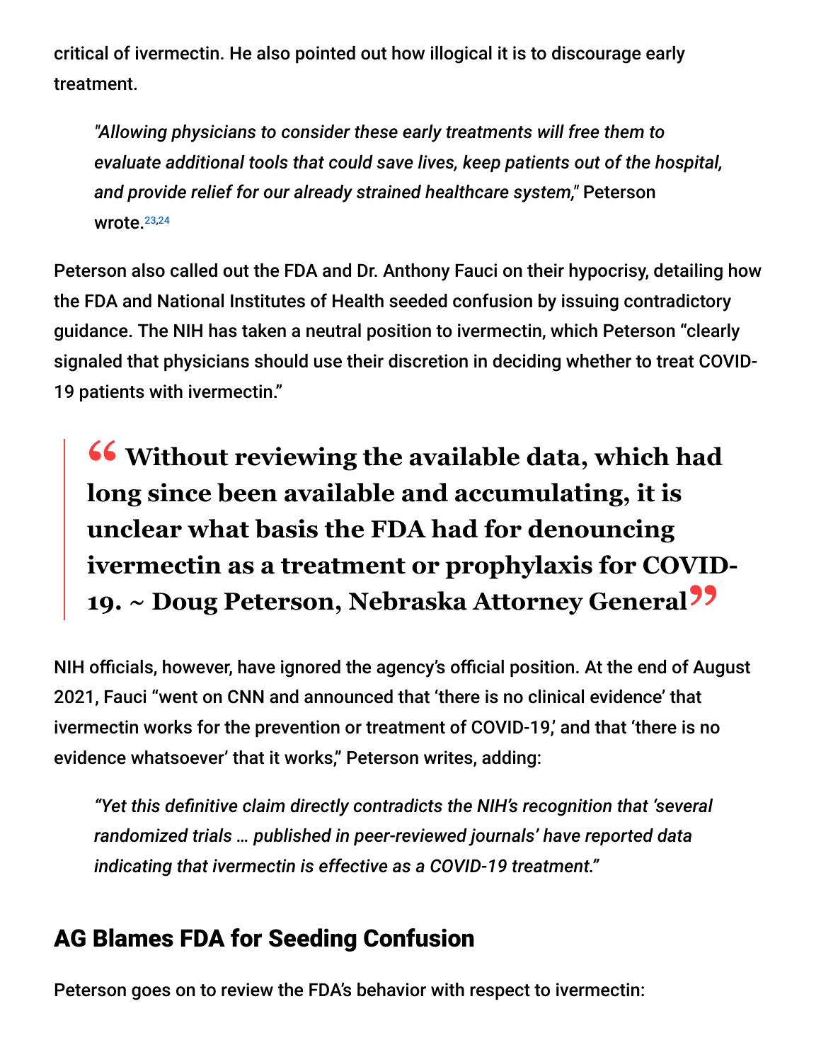critical of ivermectin. He also pointed out how illogical it is to discourage early treatment.

> *"Allowing physicians to consider these early treatments will free them to evaluate additional tools that could save lives, keep patients out of the hospital, and provide relief for our already strained healthcare system,"* Peterson wrote.[23,24]

Peterson also called out the FDA and Dr. Anthony Fauci on their hypocrisy, detailing how the FDA and National Institutes of Health seeded confusion by issuing contradictory guidance. The NIH has taken a neutral position to ivermectin, which Peterson "clearly signaled that physicians should use their discretion in deciding whether to treat COVID-19 patients with ivermectin."

> **"Without reviewing the available data, which had long since been available and accumulating, it is unclear what basis the FDA had for denouncing ivermectin as a treatment or prophylaxis for COVID-19. ~ Doug Peterson, Nebraska Attorney General"**

NIH officials, however, have ignored the agency's official position. At the end of August 2021, Fauci "went on CNN and announced that 'there is no clinical evidence' that ivermectin works for the prevention or treatment of COVID-19,' and that 'there is no evidence whatsoever' that it works," Peterson writes, adding:

> *"Yet this definitive claim directly contradicts the NIH's recognition that 'several randomized trials … published in peer-reviewed journals' have reported data indicating that ivermectin is effective as a COVID-19 treatment."*

## AG Blames FDA for Seeding Confusion

Peterson goes on to review the FDA's behavior with respect to ivermectin: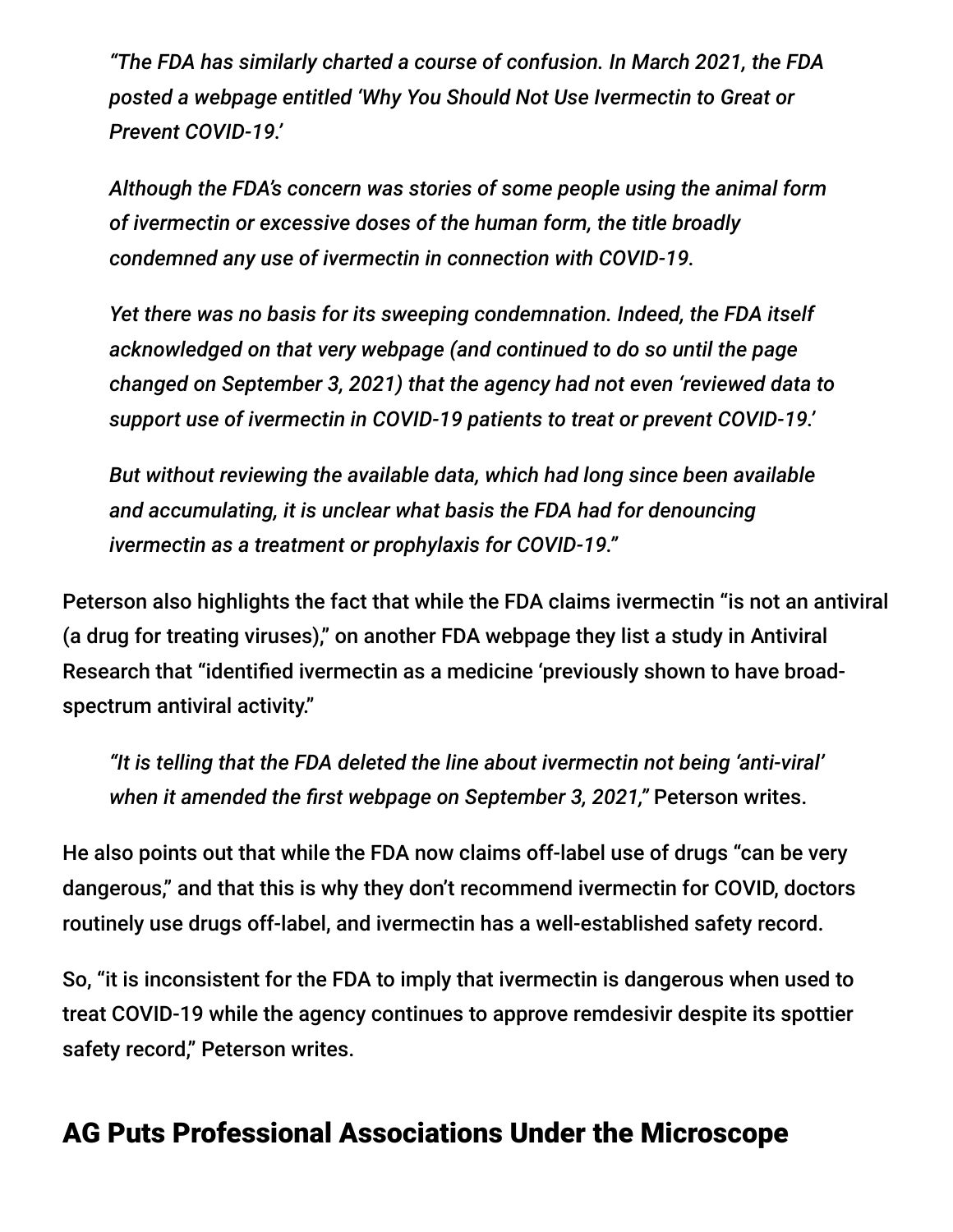*"The FDA has similarly charted a course of confusion. In March 2021, the FDA posted a webpage entitled 'Why You Should Not Use Ivermectin to Great or Prevent COVID-19.'*

*Although the FDA's concern was stories of some people using the animal form of ivermectin or excessive doses of the human form, the title broadly condemned any use of ivermectin in connection with COVID-19.*

*Yet there was no basis for its sweeping condemnation. Indeed, the FDA itself acknowledged on that very webpage (and continued to do so until the page changed on September 3, 2021) that the agency had not even 'reviewed data to support use of ivermectin in COVID-19 patients to treat or prevent COVID-19.'*

*But without reviewing the available data, which had long since been available and accumulating, it is unclear what basis the FDA had for denouncing ivermectin as a treatment or prophylaxis for COVID-19."*

Peterson also highlights the fact that while the FDA claims ivermectin "is not an antiviral (a drug for treating viruses)," on another FDA webpage they list a study in Antiviral Research that "identified ivermectin as a medicine 'previously shown to have broad-spectrum antiviral activity."

*"It is telling that the FDA deleted the line about ivermectin not being 'anti-viral' when it amended the first webpage on September 3, 2021,"* Peterson writes.

He also points out that while the FDA now claims off-label use of drugs "can be very dangerous," and that this is why they don't recommend ivermectin for COVID, doctors routinely use drugs off-label, and ivermectin has a well-established safety record.

So, "it is inconsistent for the FDA to imply that ivermectin is dangerous when used to treat COVID-19 while the agency continues to approve remdesivir despite its spottier safety record," Peterson writes.

## AG Puts Professional Associations Under the Microscope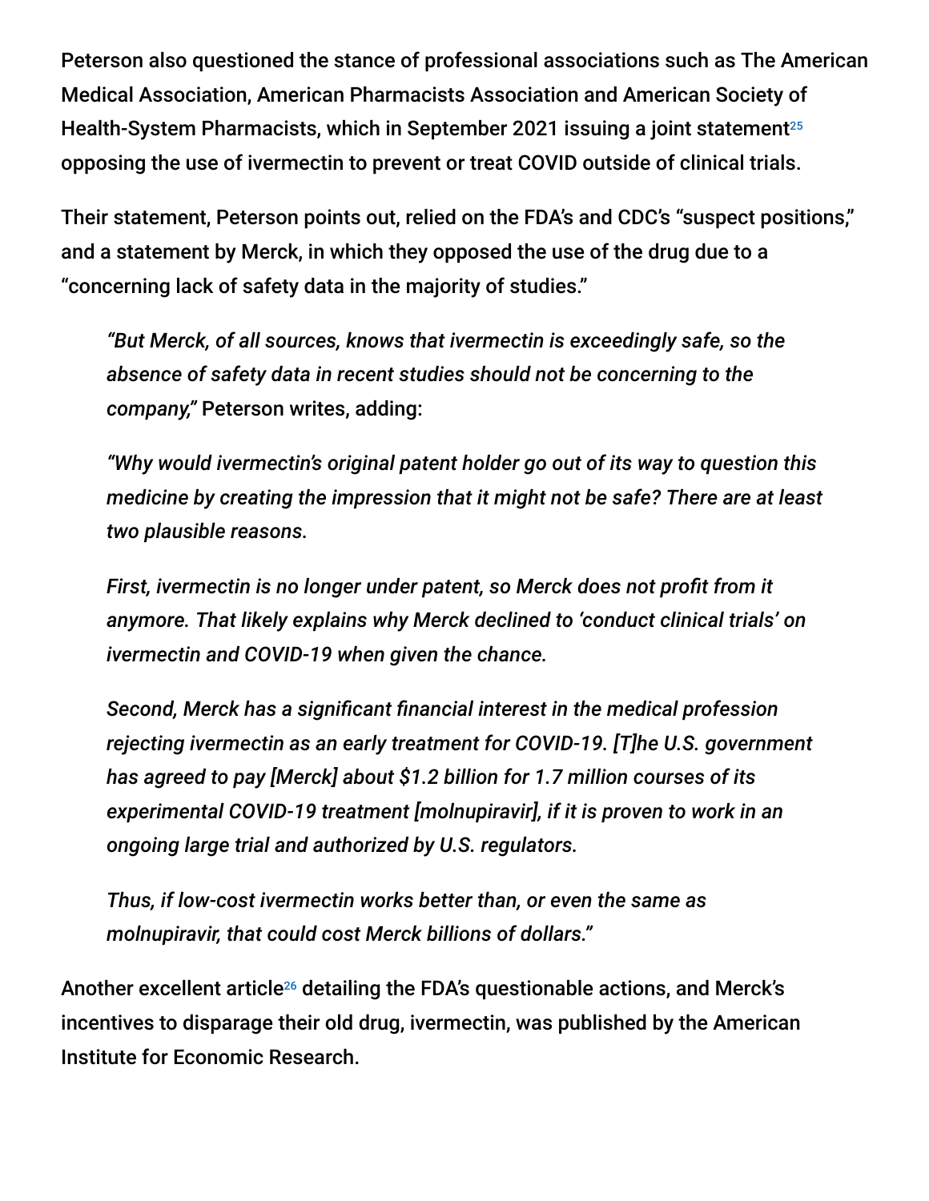Peterson also questioned the stance of professional associations such as The American Medical Association, American Pharmacists Association and American Society of Health-System Pharmacists, which in September 2021 issuing a joint statement[25] opposing the use of ivermectin to prevent or treat COVID outside of clinical trials.

Their statement, Peterson points out, relied on the FDA's and CDC's "suspect positions," and a statement by Merck, in which they opposed the use of the drug due to a "concerning lack of safety data in the majority of studies."

> *"But Merck, of all sources, knows that ivermectin is exceedingly safe, so the absence of safety data in recent studies should not be concerning to the company,"* Peterson writes, adding:
>
> *"Why would ivermectin's original patent holder go out of its way to question this medicine by creating the impression that it might not be safe? There are at least two plausible reasons.*
>
> *First, ivermectin is no longer under patent, so Merck does not profit from it anymore. That likely explains why Merck declined to 'conduct clinical trials' on ivermectin and COVID-19 when given the chance.*
>
> *Second, Merck has a significant financial interest in the medical profession rejecting ivermectin as an early treatment for COVID-19. [T]he U.S. government has agreed to pay [Merck] about $1.2 billion for 1.7 million courses of its experimental COVID-19 treatment [molnupiravir], if it is proven to work in an ongoing large trial and authorized by U.S. regulators.*
>
> *Thus, if low-cost ivermectin works better than, or even the same as molnupiravir, that could cost Merck billions of dollars."*

Another excellent article[26] detailing the FDA's questionable actions, and Merck's incentives to disparage their old drug, ivermectin, was published by the American Institute for Economic Research.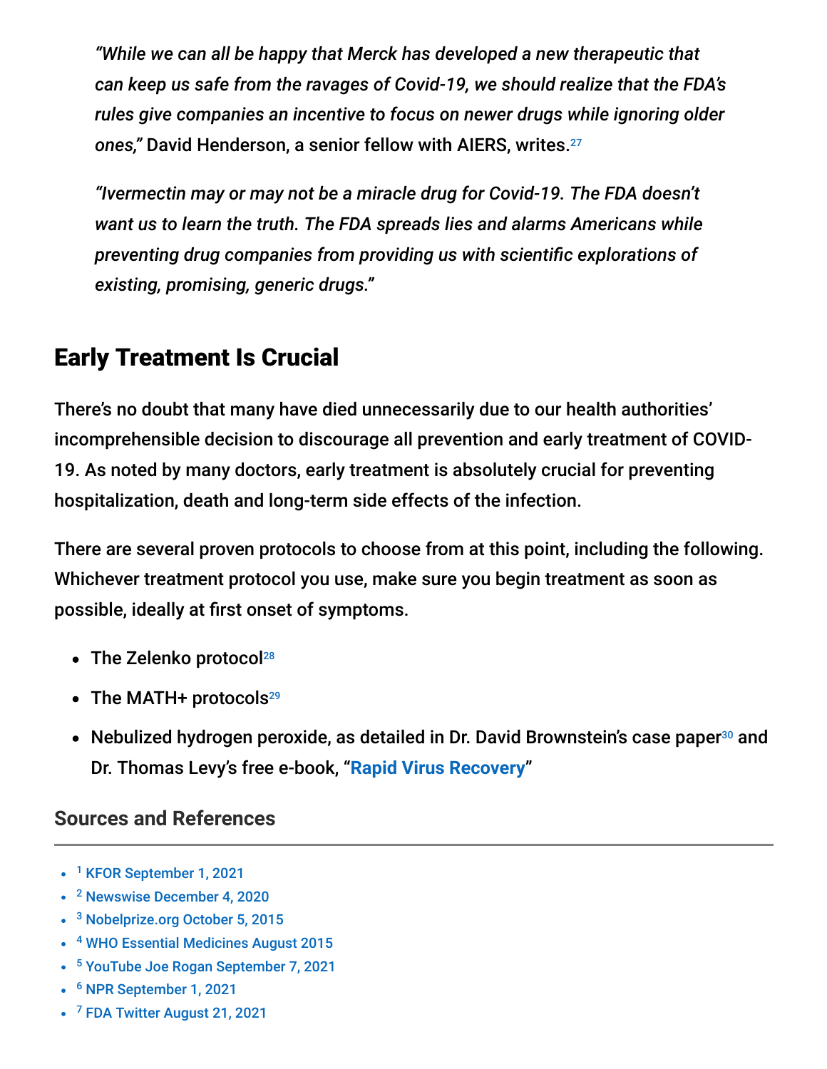> *"While we can all be happy that Merck has developed a new therapeutic that can keep us safe from the ravages of Covid-19, we should realize that the FDA's rules give companies an incentive to focus on newer drugs while ignoring older ones,"* David Henderson, a senior fellow with AIERS, writes.[27]
>
> *"Ivermectin may or may not be a miracle drug for Covid-19. The FDA doesn't want us to learn the truth. The FDA spreads lies and alarms Americans while preventing drug companies from providing us with scientific explorations of existing, promising, generic drugs."*

## Early Treatment Is Crucial

There's no doubt that many have died unnecessarily due to our health authorities' incomprehensible decision to discourage all prevention and early treatment of COVID-19. As noted by many doctors, early treatment is absolutely crucial for preventing hospitalization, death and long-term side effects of the infection.

There are several proven protocols to choose from at this point, including the following. Whichever treatment protocol you use, make sure you begin treatment as soon as possible, ideally at first onset of symptoms.

- The Zelenko protocol[28]
- The MATH+ protocols[29]
- Nebulized hydrogen peroxide, as detailed in Dr. David Brownstein's case paper[30] and Dr. Thomas Levy's free e-book, "Rapid Virus Recovery"

### Sources and References

- [1] KFOR September 1, 2021
- [2] Newswise December 4, 2020
- [3] Nobelprize.org October 5, 2015
- [4] WHO Essential Medicines August 2015
- [5] YouTube Joe Rogan September 7, 2021
- [6] NPR September 1, 2021
- [7] FDA Twitter August 21, 2021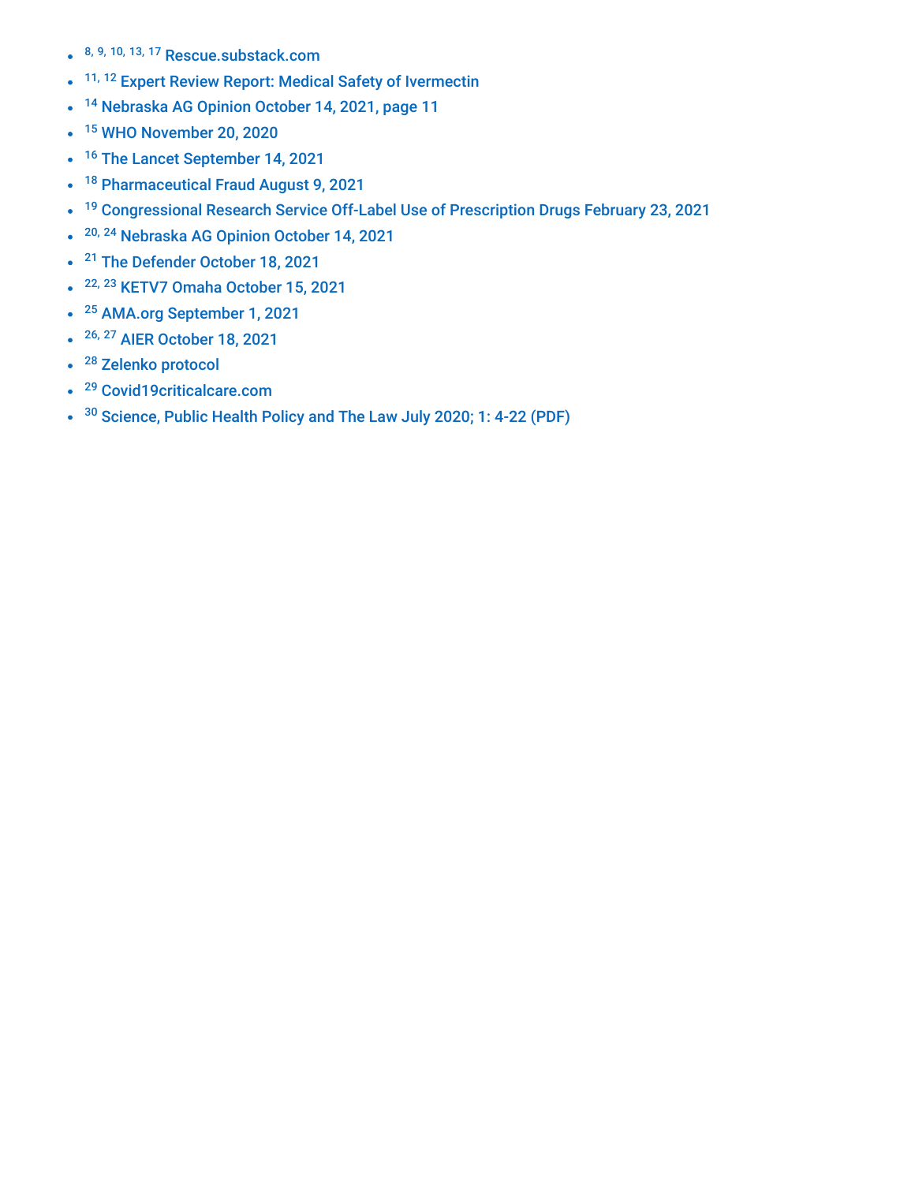- [8, 9, 10, 13, 17] Rescue.substack.com
- [11, 12] Expert Review Report: Medical Safety of Ivermectin
- [14] Nebraska AG Opinion October 14, 2021, page 11
- [15] WHO November 20, 2020
- [16] The Lancet September 14, 2021
- [18] Pharmaceutical Fraud August 9, 2021
- [19] Congressional Research Service Off-Label Use of Prescription Drugs February 23, 2021
- [20, 24] Nebraska AG Opinion October 14, 2021
- [21] The Defender October 18, 2021
- [22, 23] KETV7 Omaha October 15, 2021
- [25] AMA.org September 1, 2021
- [26, 27] AIER October 18, 2021
- [28] Zelenko protocol
- [29] Covid19criticalcare.com
- [30] Science, Public Health Policy and The Law July 2020; 1: 4-22 (PDF)